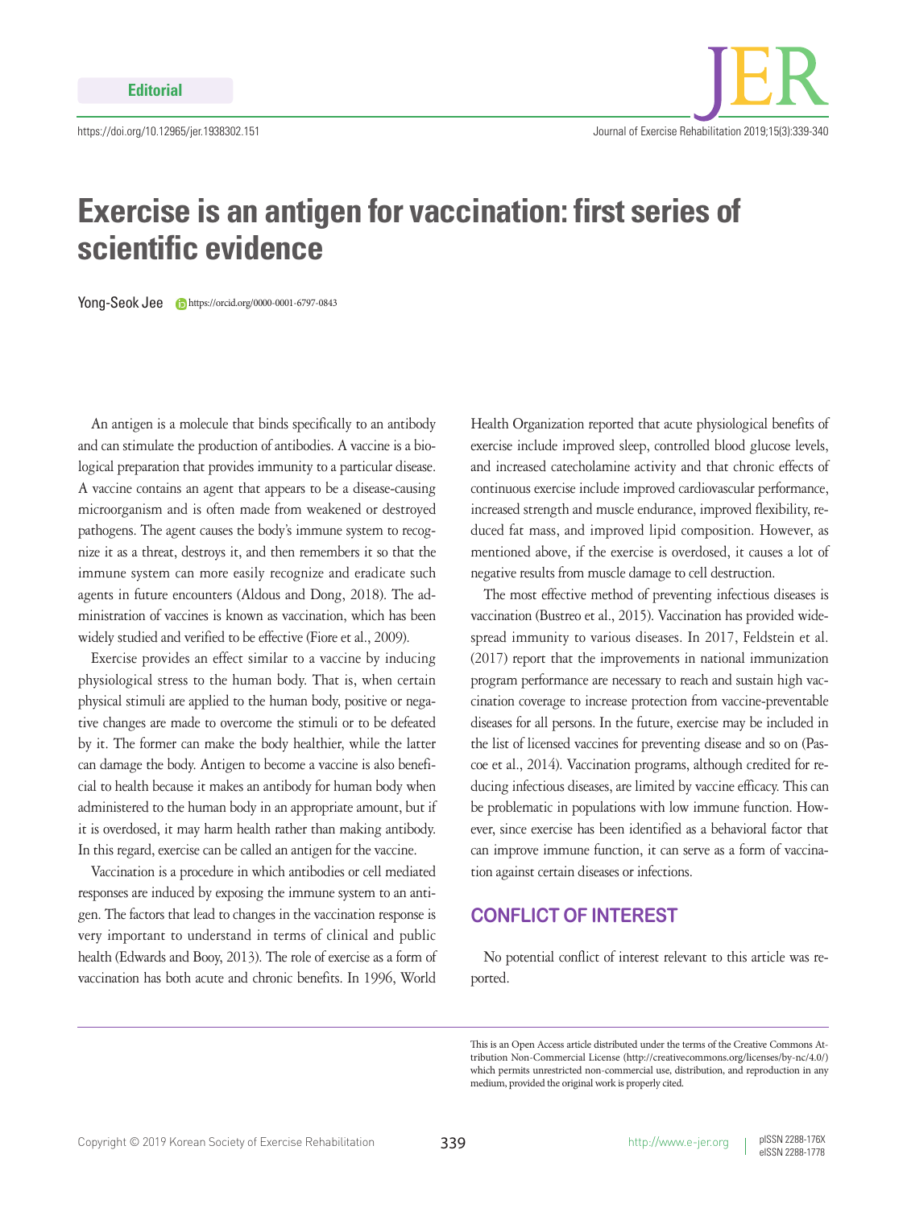Editorial

https://doi.org/10.12965/jer.1938302.151

# Exercise is an antigen for vaccination: first series of scientific evidence

Yong-Seok Jee https://orcid.org/0000-0001-6797-0843

An antigen is a molecule that binds specifically to an antibody and can stimulate the production of antibodies. A vaccine is a biological preparation that provides immunity to a particular disease. A vaccine contains an agent that appears to be a disease-causing microorganism and is often made from weakened or destroyed pathogens. The agent causes the body's immune system to recognize it as a threat, destroys it, and then remembers it so that the immune system can more easily recognize and eradicate such agents in future encounters (Aldous and Dong, 2018). The administration of vaccines is known as vaccination, which has been widely studied and verified to be effective (Fiore et al., 2009).

Exercise provides an effect similar to a vaccine by inducing physiological stress to the human body. That is, when certain physical stimuli are applied to the human body, positive or negative changes are made to overcome the stimuli or to be defeated by it. The former can make the body healthier, while the latter can damage the body. Antigen to become a vaccine is also beneficial to health because it makes an antibody for human body when administered to the human body in an appropriate amount, but if it is overdosed, it may harm health rather than making antibody. In this regard, exercise can be called an antigen for the vaccine.

Vaccination is a procedure in which antibodies or cell mediated responses are induced by exposing the immune system to an antigen. The factors that lead to changes in the vaccination response is very important to understand in terms of clinical and public health (Edwards and Booy, 2013). The role of exercise as a form of vaccination has both acute and chronic benefits. In 1996, World Health Organization reported that acute physiological benefits of exercise include improved sleep, controlled blood glucose levels, and increased catecholamine activity and that chronic effects of continuous exercise include improved cardiovascular performance, increased strength and muscle endurance, improved flexibility, reduced fat mass, and improved lipid composition. However, as mentioned above, if the exercise is overdosed, it causes a lot of negative results from muscle damage to cell destruction.

The most effective method of preventing infectious diseases is vaccination (Bustreo et al., 2015). Vaccination has provided widespread immunity to various diseases. In 2017, Feldstein et al. (2017) report that the improvements in national immunization program performance are necessary to reach and sustain high vaccination coverage to increase protection from vaccine-preventable diseases for all persons. In the future, exercise may be included in the list of licensed vaccines for preventing disease and so on (Pascoe et al., 2014). Vaccination programs, although credited for reducing infectious diseases, are limited by vaccine efficacy. This can be problematic in populations with low immune function. However, since exercise has been identified as a behavioral factor that can improve immune function, it can serve as a form of vaccination against certain diseases or infections.

## CONFLICT OF INTEREST

No potential conflict of interest relevant to this article was reported.

This is an Open Access article distributed under the terms of the Creative Commons Attribution Non-Commercial License (http://creativecommons.org/licenses/by-nc/4.0/) which permits unrestricted non-commercial use, distribution, and reproduction in any medium, provided the original work is properly cited.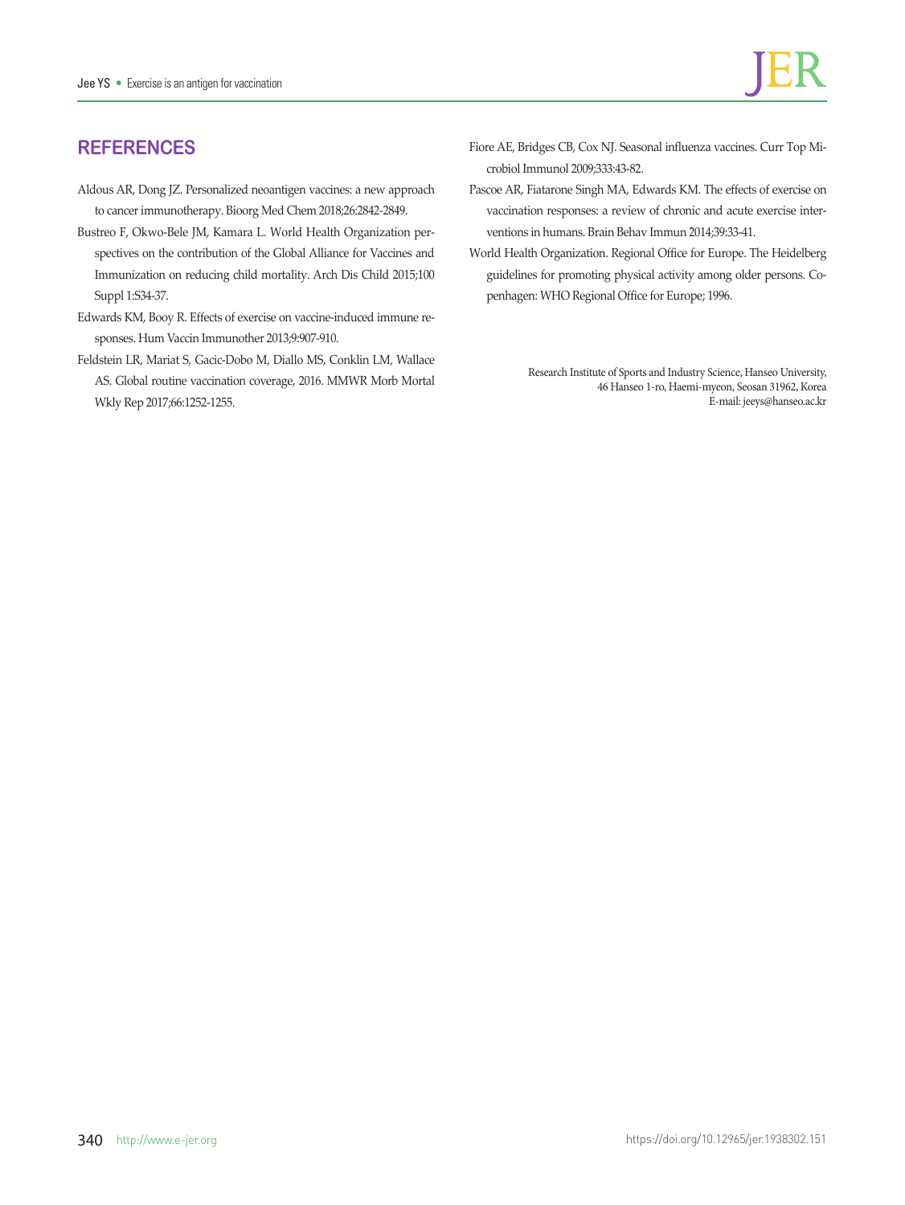## REFERENCES

Aldous AR, Dong JZ. Personalized neoantigen vaccines: a new approach to cancer immunotherapy. Bioorg Med Chem 2018;26:2842-2849.

Bustreo F, Okwo-Bele JM, Kamara L. World Health Organization perspectives on the contribution of the Global Alliance for Vaccines and Immunization on reducing child mortality. Arch Dis Child 2015;100 Suppl 1:S34-37.

Edwards KM, Booy R. Effects of exercise on vaccine-induced immune responses. Hum Vaccin Immunother 2013;9:907-910.

Feldstein LR, Mariat S, Gacic-Dobo M, Diallo MS, Conklin LM, Wallace AS. Global routine vaccination coverage, 2016. MMWR Morb Mortal Wkly Rep 2017;66:1252-1255.

Fiore AE, Bridges CB, Cox NJ. Seasonal influenza vaccines. Curr Top Microbiol Immunol 2009;333:43-82.

Pascoe AR, Fiatarone Singh MA, Edwards KM. The effects of exercise on vaccination responses: a review of chronic and acute exercise interventions in humans. Brain Behav Immun 2014;39:33-41.

World Health Organization. Regional Office for Europe. The Heidelberg guidelines for promoting physical activity among older persons. Copenhagen: WHO Regional Office for Europe; 1996.

Research Institute of Sports and Industry Science, Hanseo University,
46 Hanseo 1-ro, Haemi-myeon, Seosan 31962, Korea
E-mail: jeeys@hanseo.ac.kr